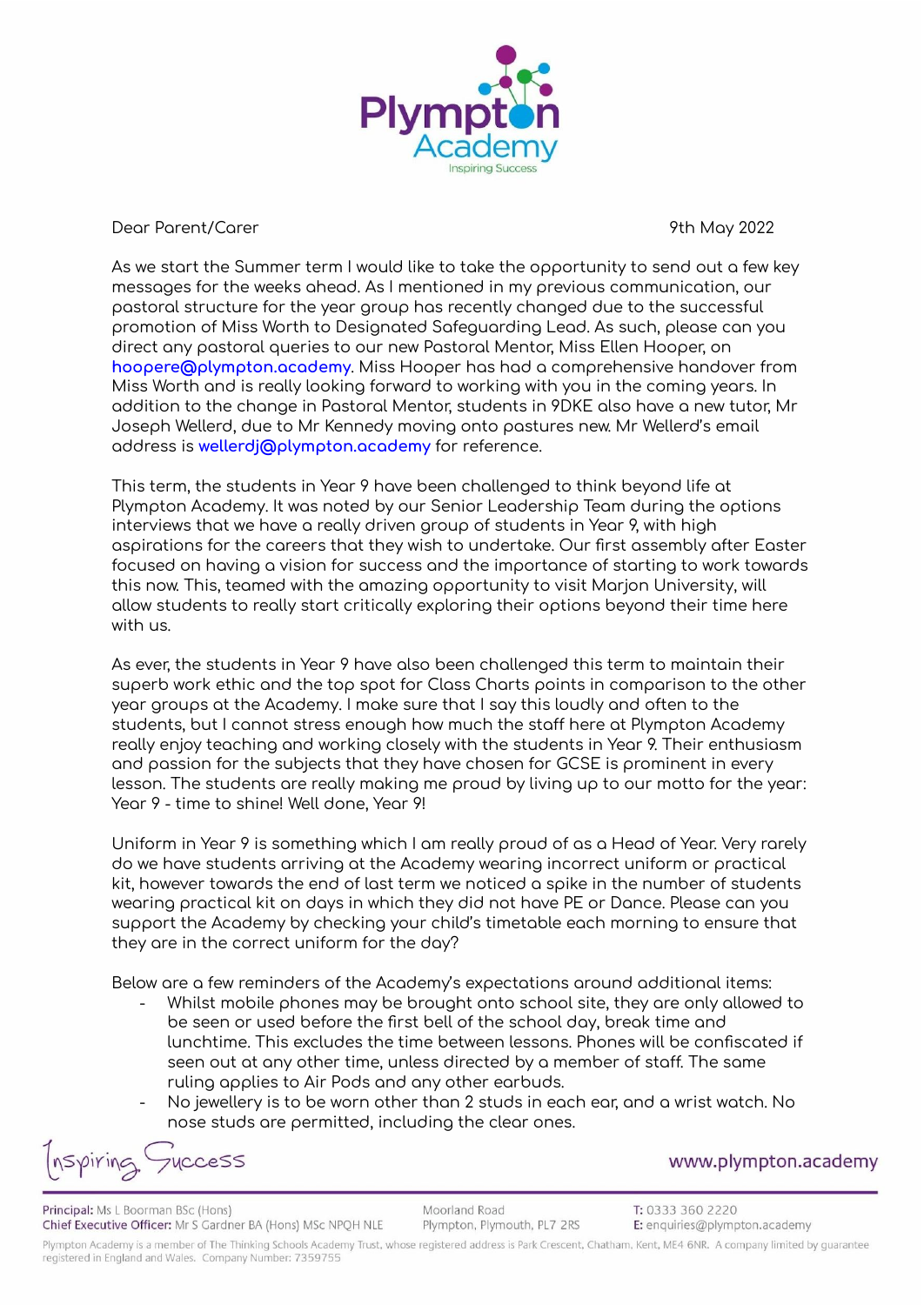Plympton Academy

Inspiring Success

Dear Parent/Carer

9th May 2022

As we start the Summer term I would like to take the opportunity to send out a few key messages for the weeks ahead. As I mentioned in my previous communication, our pastoral structure for the year group has recently changed due to the successful promotion of Miss Worth to Designated Safeguarding Lead. As such, please can you direct any pastoral queries to our new Pastoral Mentor, Miss Ellen Hooper, on hoopere@plympton.academy. Miss Hooper has had a comprehensive handover from Miss Worth and is really looking forward to working with you in the coming years. In addition to the change in Pastoral Mentor, students in 9DKE also have a new tutor, Mr Joseph Wellerd, due to Mr Kennedy moving onto pastures new. Mr Wellerd's email address is wellerdj@plympton.academy for reference.

This term, the students in Year 9 have been challenged to think beyond life at Plympton Academy. It was noted by our Senior Leadership Team during the options interviews that we have a really driven group of students in Year 9, with high aspirations for the careers that they wish to undertake. Our first assembly after Easter focused on having a vision for success and the importance of starting to work towards this now. This, teamed with the amazing opportunity to visit Marjon University, will allow students to really start critically exploring their options beyond their time here with us.

As ever, the students in Year 9 have also been challenged this term to maintain their superb work ethic and the top spot for Class Charts points in comparison to the other year groups at the Academy. I make sure that I say this loudly and often to the students, but I cannot stress enough how much the staff here at Plympton Academy really enjoy teaching and working closely with the students in Year 9. Their enthusiasm and passion for the subjects that they have chosen for GCSE is prominent in every lesson. The students are really making me proud by living up to our motto for the year: Year 9 - time to shine! Well done, Year 9!

Uniform in Year 9 is something which I am really proud of as a Head of Year. Very rarely do we have students arriving at the Academy wearing incorrect uniform or practical kit, however towards the end of last term we noticed a spike in the number of students wearing practical kit on days in which they did not have PE or Dance. Please can you support the Academy by checking your child's timetable each morning to ensure that they are in the correct uniform for the day?

Below are a few reminders of the Academy's expectations around additional items:

- Whilst mobile phones may be brought onto school site, they are only allowed to be seen or used before the first bell of the school day, break time and lunchtime. This excludes the time between lessons. Phones will be confiscated if seen out at any other time, unless directed by a member of staff. The same ruling applies to Air Pods and any other earbuds.
- No jewellery is to be worn other than 2 studs in each ear, and a wrist watch. No nose studs are permitted, including the clear ones.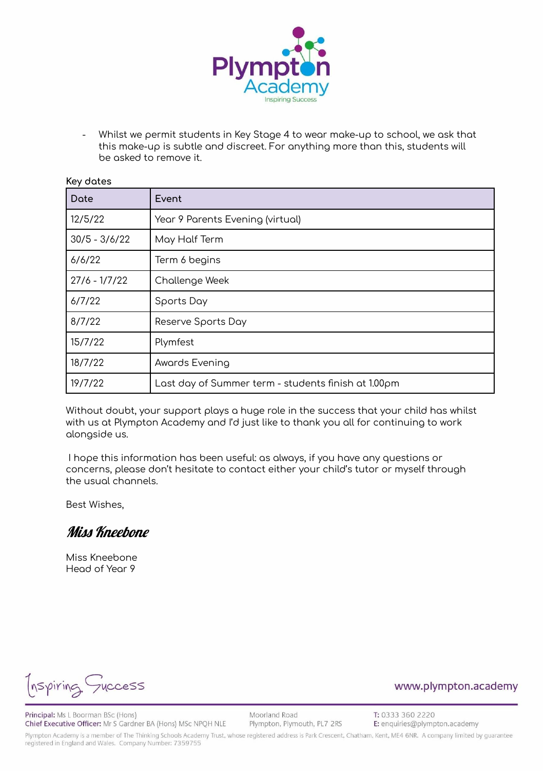- Whilst we permit students in Key Stage 4 to wear make-up to school, we ask that this make-up is subtle and discreet. For anything more than this, students will be asked to remove it.

Key dates

| Date | Event |
| --- | --- |
| 12/5/22 | Year 9 Parents Evening (virtual) |
| 30/5 - 3/6/22 | May Half Term |
| 6/6/22 | Term 6 begins |
| 27/6 - 1/7/22 | Challenge Week |
| 6/7/22 | Sports Day |
| 8/7/22 | Reserve Sports Day |
| 15/7/22 | Plymfest |
| 18/7/22 | Awards Evening |
| 19/7/22 | Last day of Summer term - students finish at 1.00pm |

Without doubt, your support plays a huge role in the success that your child has whilst with us at Plympton Academy and I'd just like to thank you all for continuing to work alongside us.

I hope this information has been useful: as always, if you have any questions or concerns, please don't hesitate to contact either your child's tutor or myself through the usual channels.

Best Wishes,

*Miss Kneebone*

Miss Kneebone
Head of Year 9